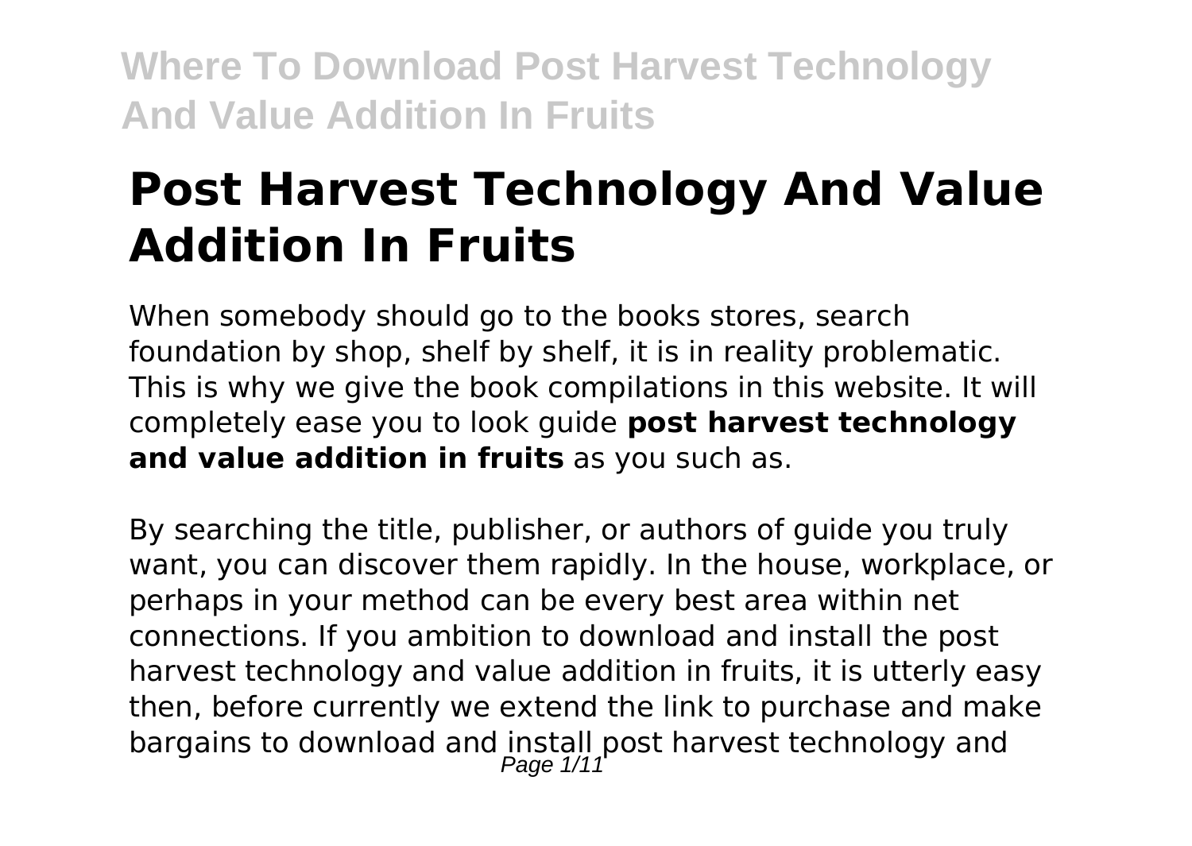# Post Harvest Technology And Value Addition In Fruits

When somebody should go to the books stores, search foundation by shop, shelf by shelf, it is in reality problematic. This is why we give the book compilations in this website. It will completely ease you to look guide **post harvest technology and value addition in fruits** as you such as.

By searching the title, publisher, or authors of guide you truly want, you can discover them rapidly. In the house, workplace, or perhaps in your method can be every best area within net connections. If you ambition to download and install the post harvest technology and value addition in fruits, it is utterly easy then, before currently we extend the link to purchase and make bargains to download and install post harvest technology and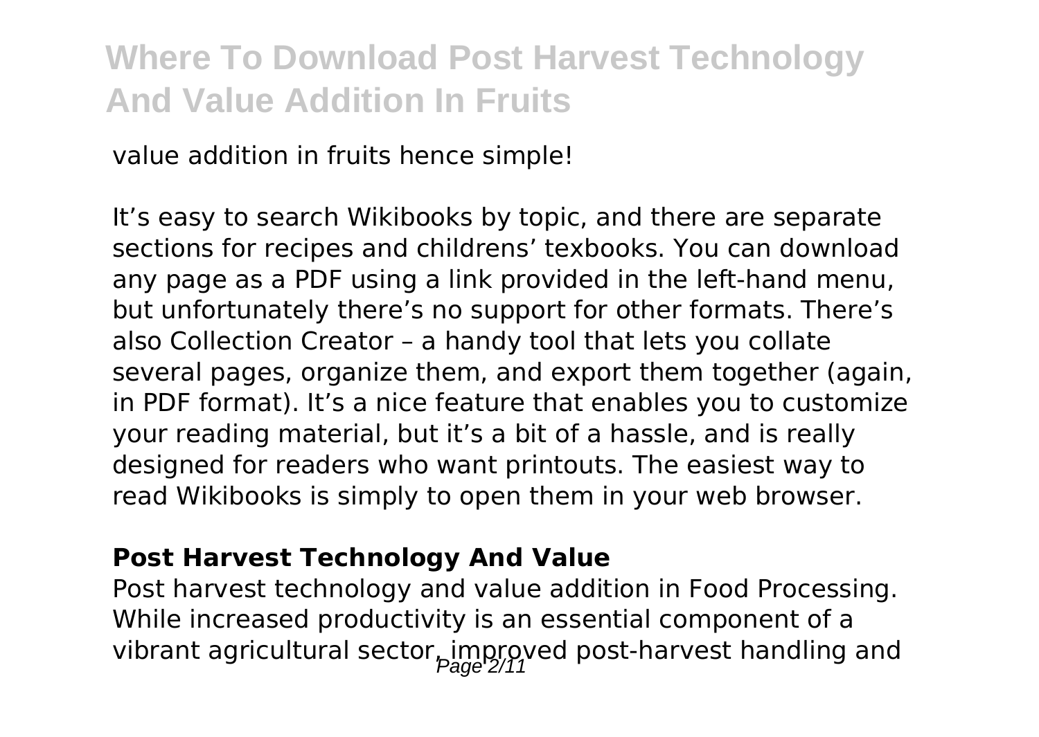value addition in fruits hence simple!

It’s easy to search Wikibooks by topic, and there are separate sections for recipes and childrens’ texbooks. You can download any page as a PDF using a link provided in the left-hand menu, but unfortunately there’s no support for other formats. There’s also Collection Creator – a handy tool that lets you collate several pages, organize them, and export them together (again, in PDF format). It’s a nice feature that enables you to customize your reading material, but it’s a bit of a hassle, and is really designed for readers who want printouts. The easiest way to read Wikibooks is simply to open them in your web browser.

**Post Harvest Technology And Value**

Post harvest technology and value addition in Food Processing. While increased productivity is an essential component of a vibrant agricultural sector, improved post-harvest handling and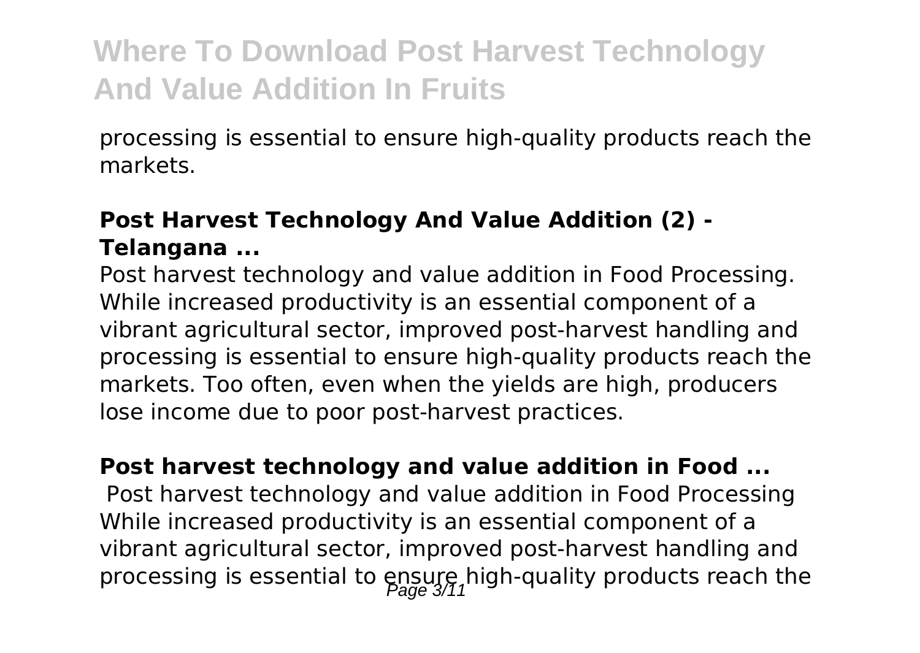processing is essential to ensure high-quality products reach the markets.

### Post Harvest Technology And Value Addition (2) - Telangana ...

Post harvest technology and value addition in Food Processing. While increased productivity is an essential component of a vibrant agricultural sector, improved post-harvest handling and processing is essential to ensure high-quality products reach the markets. Too often, even when the yields are high, producers lose income due to poor post-harvest practices.

### Post harvest technology and value addition in Food ...

Post harvest technology and value addition in Food Processing While increased productivity is an essential component of a vibrant agricultural sector, improved post-harvest handling and processing is essential to ensure high-quality products reach the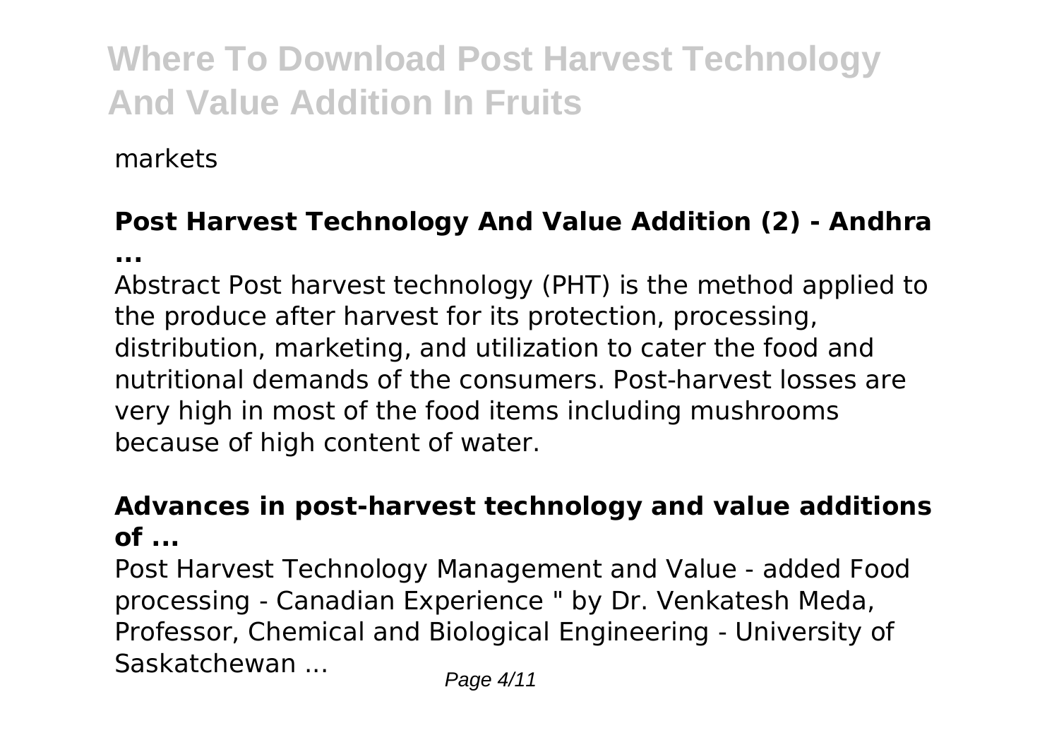markets

### Post Harvest Technology And Value Addition (2) - Andhra ...

Abstract Post harvest technology (PHT) is the method applied to the produce after harvest for its protection, processing, distribution, marketing, and utilization to cater the food and nutritional demands of the consumers. Post-harvest losses are very high in most of the food items including mushrooms because of high content of water.

### Advances in post-harvest technology and value additions of ...

Post Harvest Technology Management and Value - added Food processing - Canadian Experience " by Dr. Venkatesh Meda, Professor, Chemical and Biological Engineering - University of Saskatchewan ...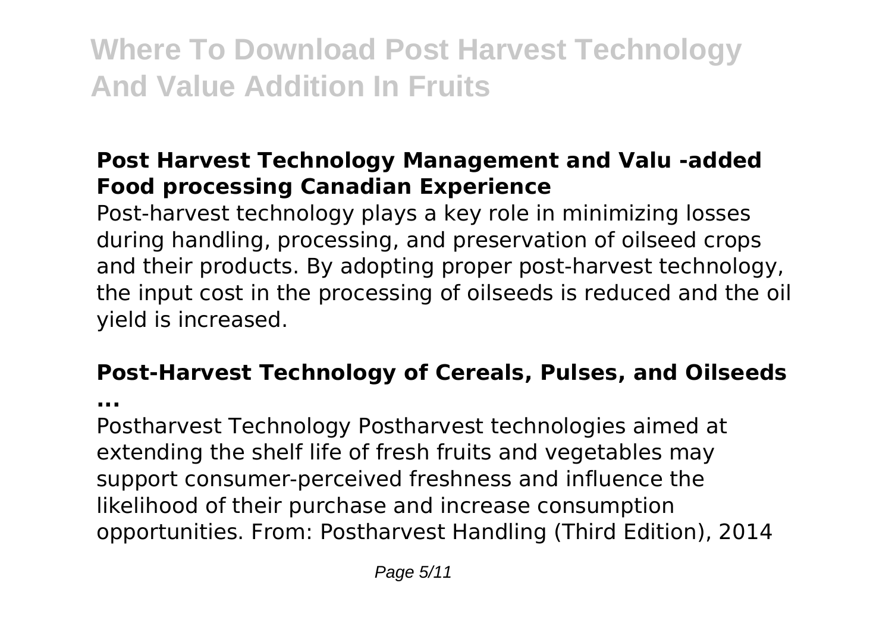# Where To Download Post Harvest Technology And Value Addition In Fruits

### **Post Harvest Technology Management and Valu -added Food processing Canadian Experience**

Post-harvest technology plays a key role in minimizing losses during handling, processing, and preservation of oilseed crops and their products. By adopting proper post-harvest technology, the input cost in the processing of oilseeds is reduced and the oil yield is increased.

### **Post-Harvest Technology of Cereals, Pulses, and Oilseeds ...**

Postharvest Technology Postharvest technologies aimed at extending the shelf life of fresh fruits and vegetables may support consumer-perceived freshness and influence the likelihood of their purchase and increase consumption opportunities. From: Postharvest Handling (Third Edition), 2014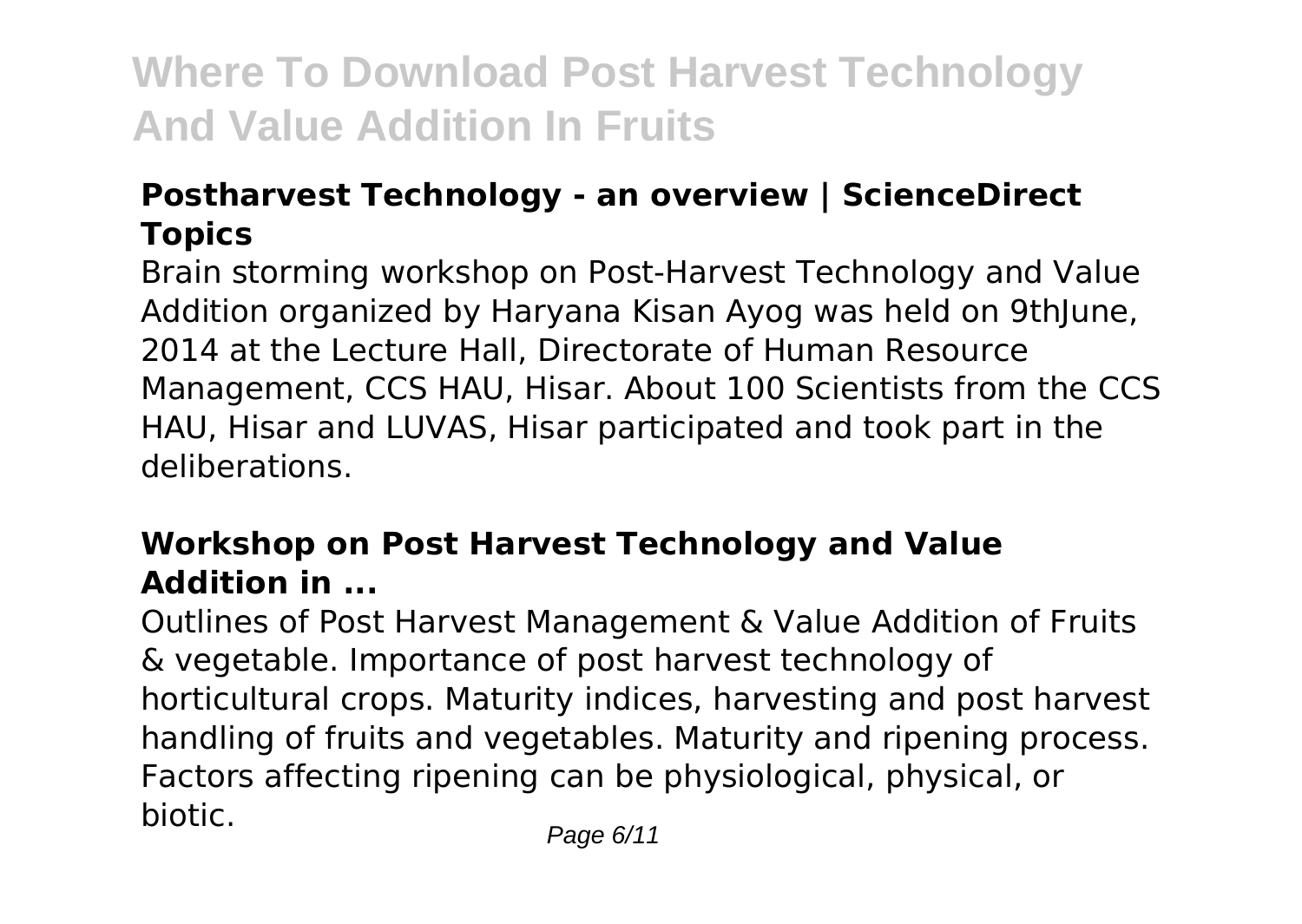# Where To Download Post Harvest Technology And Value Addition In Fruits

### **Postharvest Technology - an overview | ScienceDirect Topics**

Brain storming workshop on Post-Harvest Technology and Value Addition organized by Haryana Kisan Ayog was held on 9thJune, 2014 at the Lecture Hall, Directorate of Human Resource Management, CCS HAU, Hisar. About 100 Scientists from the CCS HAU, Hisar and LUVAS, Hisar participated and took part in the deliberations.

### **Workshop on Post Harvest Technology and Value Addition in ...**

Outlines of Post Harvest Management & Value Addition of Fruits & vegetable. Importance of post harvest technology of horticultural crops. Maturity indices, harvesting and post harvest handling of fruits and vegetables. Maturity and ripening process. Factors affecting ripening can be physiological, physical, or biotic.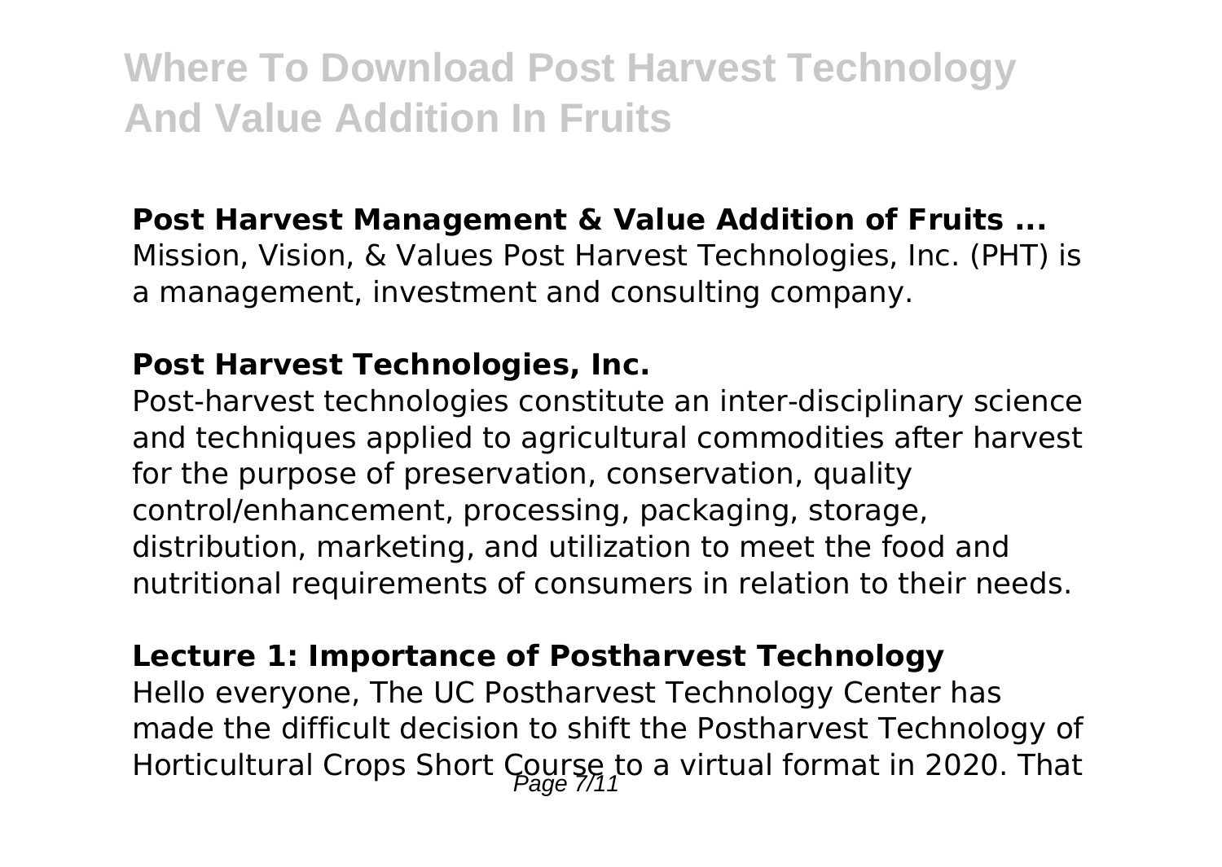**Post Harvest Management & Value Addition of Fruits ...**

Mission, Vision, & Values Post Harvest Technologies, Inc. (PHT) is a management, investment and consulting company.

**Post Harvest Technologies, Inc.**

Post-harvest technologies constitute an inter-disciplinary science and techniques applied to agricultural commodities after harvest for the purpose of preservation, conservation, quality control/enhancement, processing, packaging, storage, distribution, marketing, and utilization to meet the food and nutritional requirements of consumers in relation to their needs.

**Lecture 1: Importance of Postharvest Technology**

Hello everyone, The UC Postharvest Technology Center has made the difficult decision to shift the Postharvest Technology of Horticultural Crops Short Course to a virtual format in 2020. That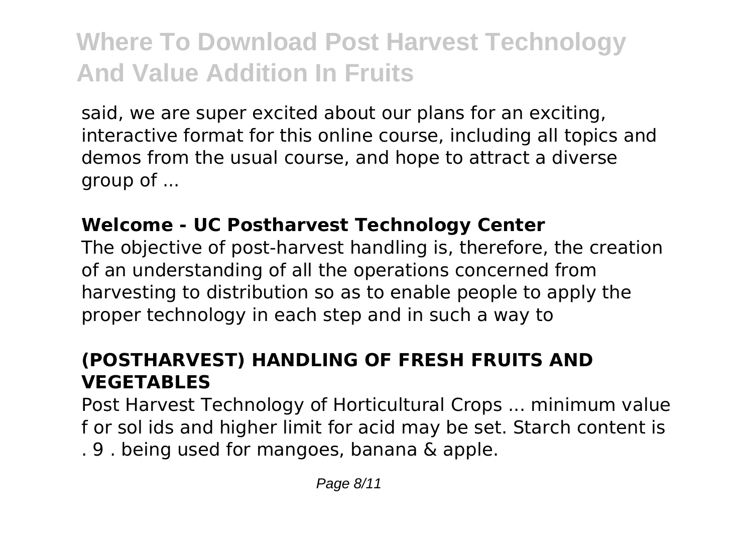said, we are super excited about our plans for an exciting, interactive format for this online course, including all topics and demos from the usual course, and hope to attract a diverse group of ...

**Welcome - UC Postharvest Technology Center**

The objective of post-harvest handling is, therefore, the creation of an understanding of all the operations concerned from harvesting to distribution so as to enable people to apply the proper technology in each step and in such a way to

**(POSTHARVEST) HANDLING OF FRESH FRUITS AND VEGETABLES**

Post Harvest Technology of Horticultural Crops ... minimum value f or sol ids and higher limit for acid may be set. Starch content is . 9 . being used for mangoes, banana & apple.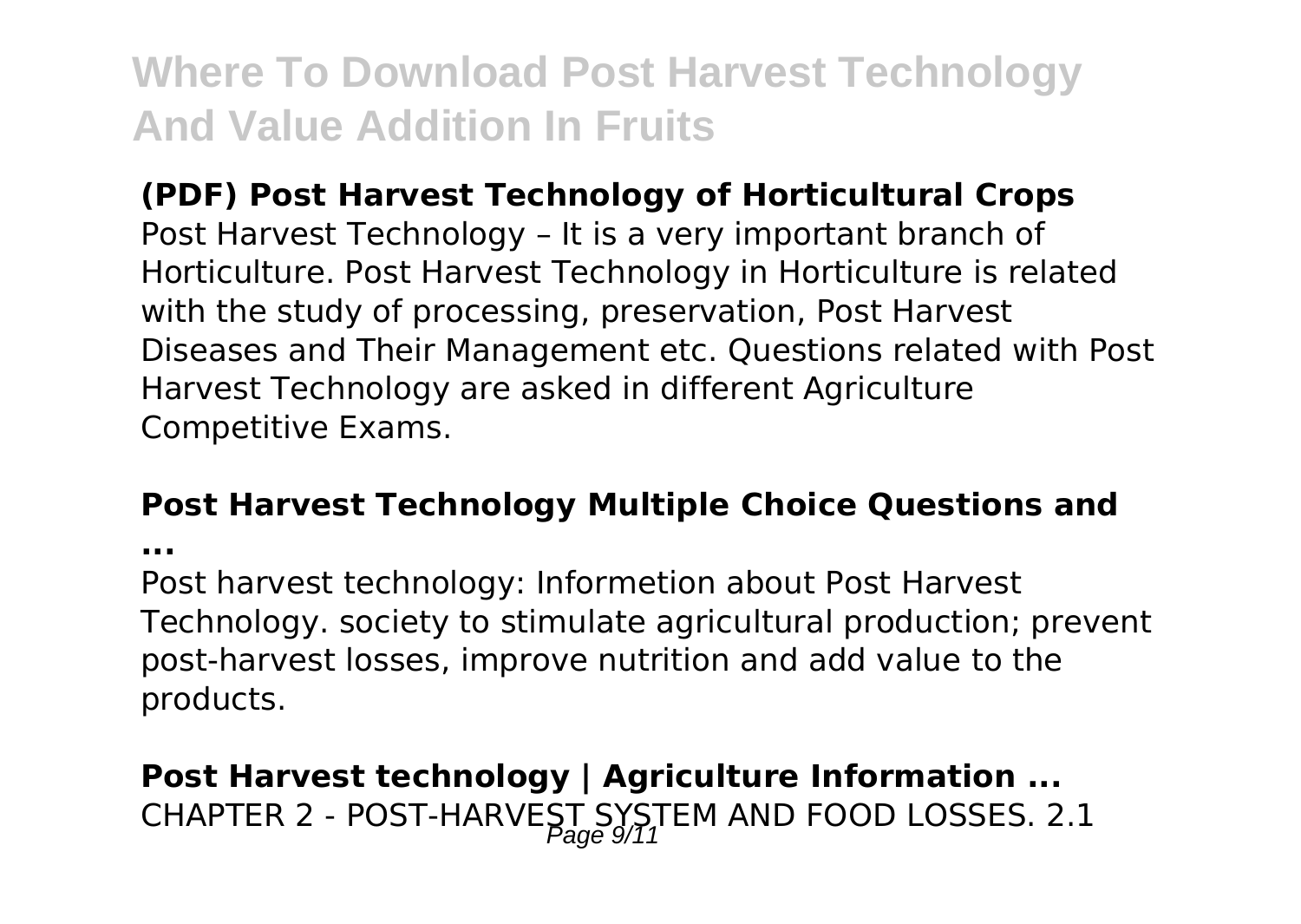**(PDF) Post Harvest Technology of Horticultural Crops**
Post Harvest Technology – It is a very important branch of Horticulture. Post Harvest Technology in Horticulture is related with the study of processing, preservation, Post Harvest Diseases and Their Management etc. Questions related with Post Harvest Technology are asked in different Agriculture Competitive Exams.

**Post Harvest Technology Multiple Choice Questions and ...**

Post harvest technology: Informetion about Post Harvest Technology. society to stimulate agricultural production; prevent post-harvest losses, improve nutrition and add value to the products.

**Post Harvest technology | Agriculture Information ...**
CHAPTER 2 - POST-HARVEST SYSTEM AND FOOD LOSSES. 2.1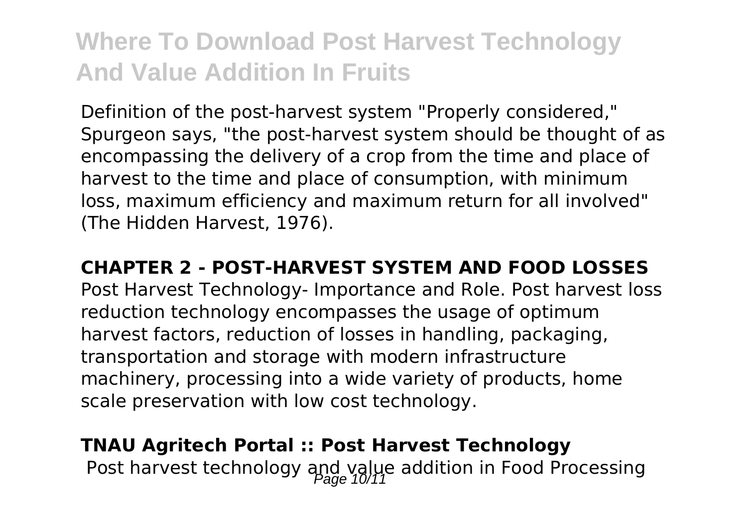Definition of the post-harvest system "Properly considered," Spurgeon says, "the post-harvest system should be thought of as encompassing the delivery of a crop from the time and place of harvest to the time and place of consumption, with minimum loss, maximum efficiency and maximum return for all involved" (The Hidden Harvest, 1976).

**CHAPTER 2 - POST-HARVEST SYSTEM AND FOOD LOSSES**

Post Harvest Technology- Importance and Role. Post harvest loss reduction technology encompasses the usage of optimum harvest factors, reduction of losses in handling, packaging, transportation and storage with modern infrastructure machinery, processing into a wide variety of products, home scale preservation with low cost technology.

**TNAU Agritech Portal :: Post Harvest Technology**

Post harvest technology and value addition in Food Processing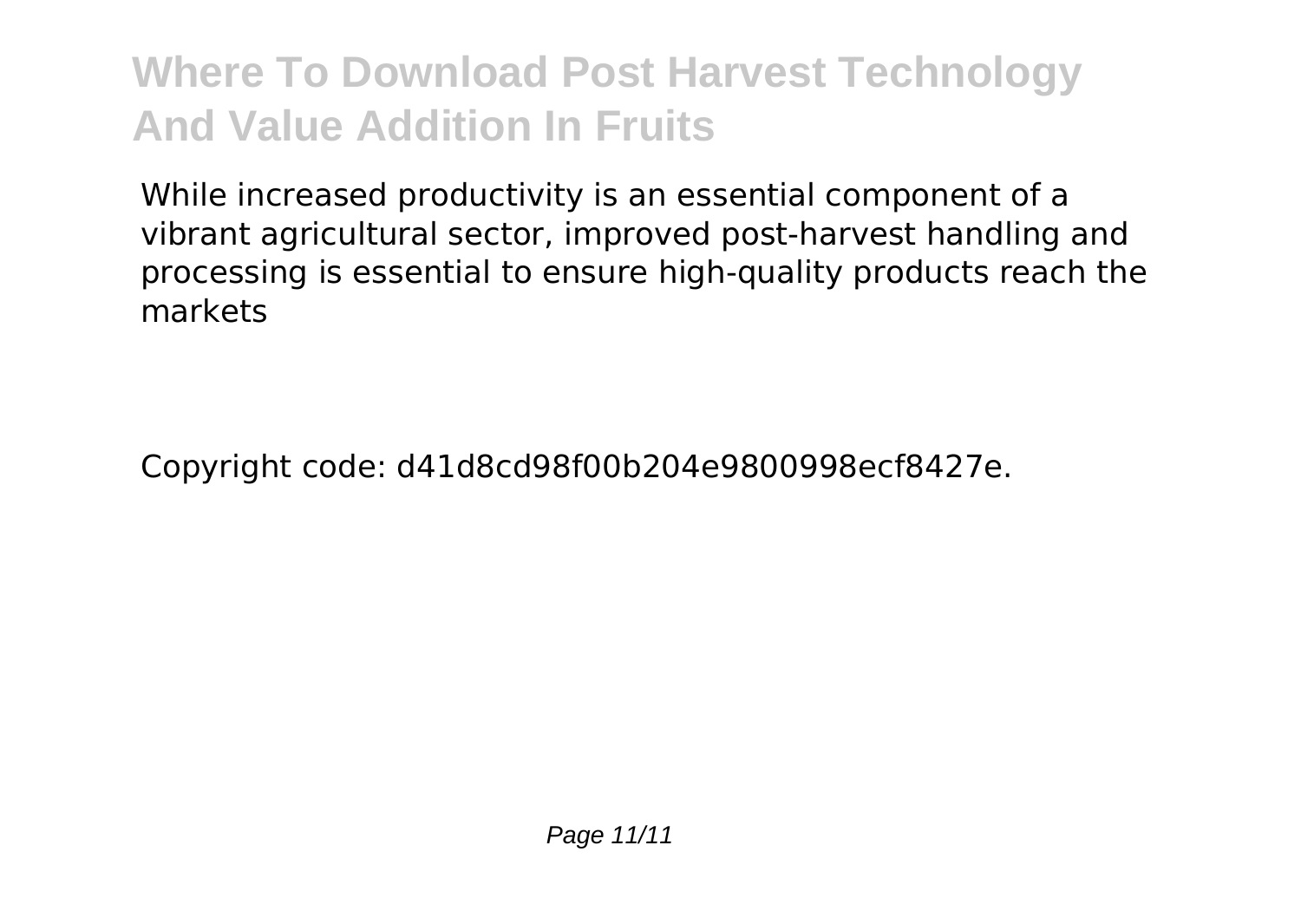# Where To Download Post Harvest Technology And Value Addition In Fruits

While increased productivity is an essential component of a vibrant agricultural sector, improved post-harvest handling and processing is essential to ensure high-quality products reach the markets

Copyright code: d41d8cd98f00b204e9800998ecf8427e.